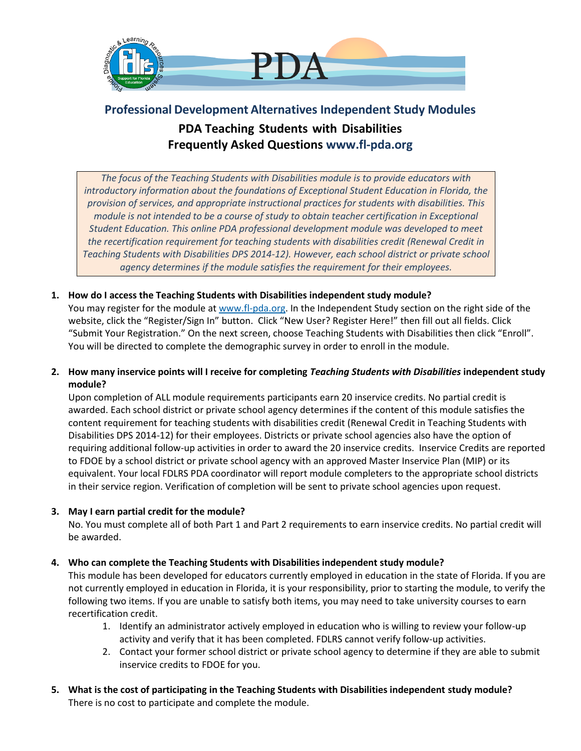# Professional Development Alternatives Independent Study Modules

## PDA Teaching Students with Disabilities Frequently Asked Questions www.fl-pda.org

*The focus of the Teaching Students with Disabilities module is to provide educators with introductory information about the foundations of Exceptional Student Education in Florida, the provision of services, and appropriate instructional practices for students with disabilities. This module is not intended to be a course of study to obtain teacher certification in Exceptional Student Education. This online PDA professional development module was developed to meet the recertification requirement for teaching students with disabilities credit (Renewal Credit in Teaching Students with Disabilities DPS 2014-12). However, each school district or private school agency determines if the module satisfies the requirement for their employees.*

1. **How do I access the Teaching Students with Disabilities independent study module?**
   You may register for the module at www.fl-pda.org. In the Independent Study section on the right side of the website, click the "Register/Sign In" button. Click "New User? Register Here!" then fill out all fields. Click "Submit Your Registration." On the next screen, choose Teaching Students with Disabilities then click "Enroll". You will be directed to complete the demographic survey in order to enroll in the module.

2. **How many inservice points will I receive for completing *Teaching Students with Disabilities* independent study module?**
   Upon completion of ALL module requirements participants earn 20 inservice credits. No partial credit is awarded. Each school district or private school agency determines if the content of this module satisfies the content requirement for teaching students with disabilities credit (Renewal Credit in Teaching Students with Disabilities DPS 2014-12) for their employees. Districts or private school agencies also have the option of requiring additional follow-up activities in order to award the 20 inservice credits. Inservice Credits are reported to FDOE by a school district or private school agency with an approved Master Inservice Plan (MIP) or its equivalent. Your local FDLRS PDA coordinator will report module completers to the appropriate school districts in their service region. Verification of completion will be sent to private school agencies upon request.

3. **May I earn partial credit for the module?**
   No. You must complete all of both Part 1 and Part 2 requirements to earn inservice credits. No partial credit will be awarded.

4. **Who can complete the Teaching Students with Disabilities independent study module?**
   This module has been developed for educators currently employed in education in the state of Florida. If you are not currently employed in education in Florida, it is your responsibility, prior to starting the module, to verify the following two items. If you are unable to satisfy both items, you may need to take university courses to earn recertification credit.
   1. Identify an administrator actively employed in education who is willing to review your follow-up activity and verify that it has been completed. FDLRS cannot verify follow-up activities.
   2. Contact your former school district or private school agency to determine if they are able to submit inservice credits to FDOE for you.

5. **What is the cost of participating in the Teaching Students with Disabilities independent study module?**
   There is no cost to participate and complete the module.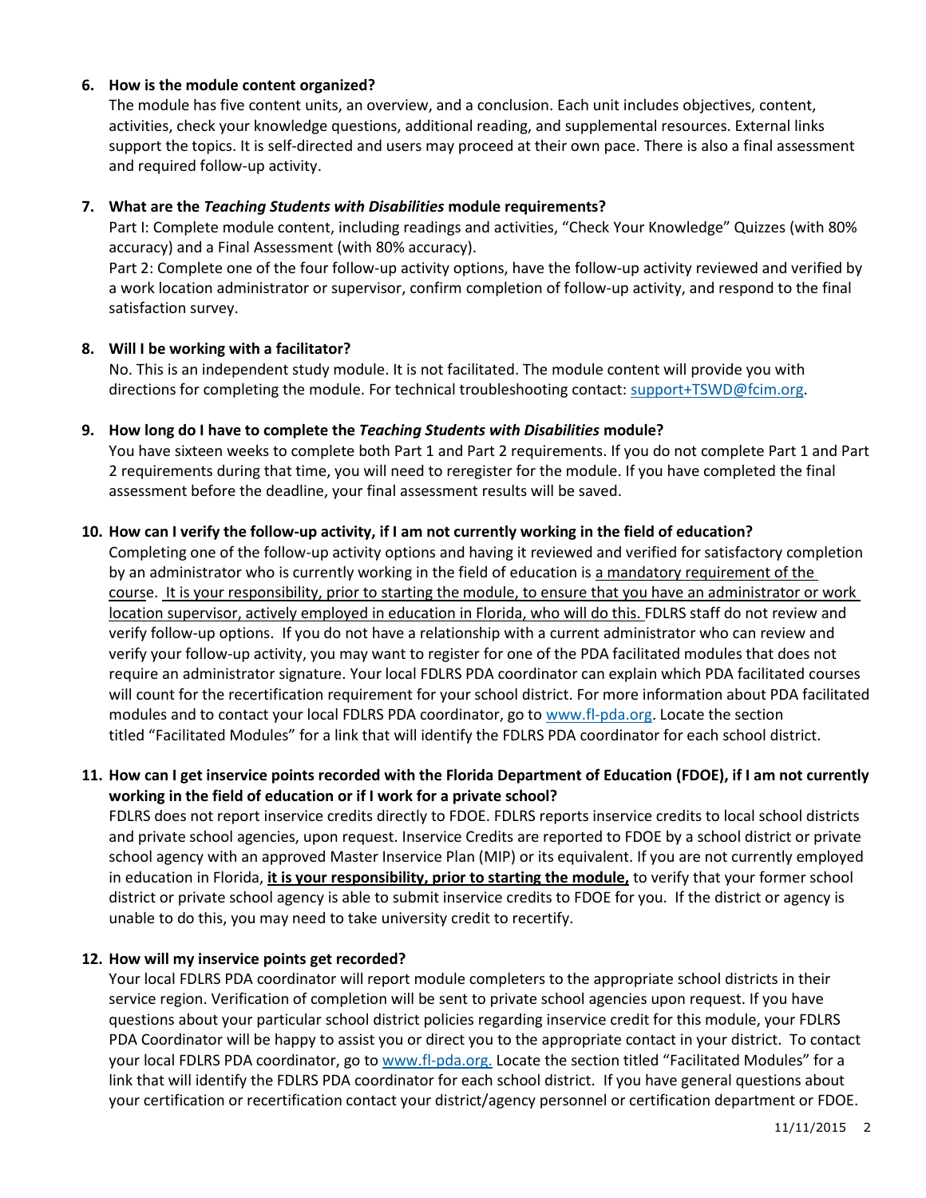**6. How is the module content organized?**

The module has five content units, an overview, and a conclusion. Each unit includes objectives, content, activities, check your knowledge questions, additional reading, and supplemental resources. External links support the topics. It is self-directed and users may proceed at their own pace. There is also a final assessment and required follow-up activity.

**7. What are the *Teaching Students with Disabilities* module requirements?**

Part I: Complete module content, including readings and activities, "Check Your Knowledge" Quizzes (with 80% accuracy) and a Final Assessment (with 80% accuracy).

Part 2: Complete one of the four follow-up activity options, have the follow-up activity reviewed and verified by a work location administrator or supervisor, confirm completion of follow-up activity, and respond to the final satisfaction survey.

**8. Will I be working with a facilitator?**

No. This is an independent study module. It is not facilitated. The module content will provide you with directions for completing the module. For technical troubleshooting contact: support+TSWD@fcim.org.

**9. How long do I have to complete the *Teaching Students with Disabilities* module?**

You have sixteen weeks to complete both Part 1 and Part 2 requirements. If you do not complete Part 1 and Part 2 requirements during that time, you will need to reregister for the module. If you have completed the final assessment before the deadline, your final assessment results will be saved.

**10. How can I verify the follow-up activity, if I am not currently working in the field of education?**

Completing one of the follow-up activity options and having it reviewed and verified for satisfactory completion by an administrator who is currently working in the field of education is a mandatory requirement of the course. It is your responsibility, prior to starting the module, to ensure that you have an administrator or work location supervisor, actively employed in education in Florida, who will do this. FDLRS staff do not review and verify follow-up options. If you do not have a relationship with a current administrator who can review and verify your follow-up activity, you may want to register for one of the PDA facilitated modules that does not require an administrator signature. Your local FDLRS PDA coordinator can explain which PDA facilitated courses will count for the recertification requirement for your school district. For more information about PDA facilitated modules and to contact your local FDLRS PDA coordinator, go to www.fl-pda.org. Locate the section titled "Facilitated Modules" for a link that will identify the FDLRS PDA coordinator for each school district.

**11. How can I get inservice points recorded with the Florida Department of Education (FDOE), if I am not currently working in the field of education or if I work for a private school?**

FDLRS does not report inservice credits directly to FDOE. FDLRS reports inservice credits to local school districts and private school agencies, upon request. Inservice Credits are reported to FDOE by a school district or private school agency with an approved Master Inservice Plan (MIP) or its equivalent. If you are not currently employed in education in Florida, **it is your responsibility, prior to starting the module,** to verify that your former school district or private school agency is able to submit inservice credits to FDOE for you. If the district or agency is unable to do this, you may need to take university credit to recertify.

**12. How will my inservice points get recorded?**

Your local FDLRS PDA coordinator will report module completers to the appropriate school districts in their service region. Verification of completion will be sent to private school agencies upon request. If you have questions about your particular school district policies regarding inservice credit for this module, your FDLRS PDA Coordinator will be happy to assist you or direct you to the appropriate contact in your district. To contact your local FDLRS PDA coordinator, go to www.fl-pda.org. Locate the section titled "Facilitated Modules" for a link that will identify the FDLRS PDA coordinator for each school district. If you have general questions about your certification or recertification contact your district/agency personnel or certification department or FDOE.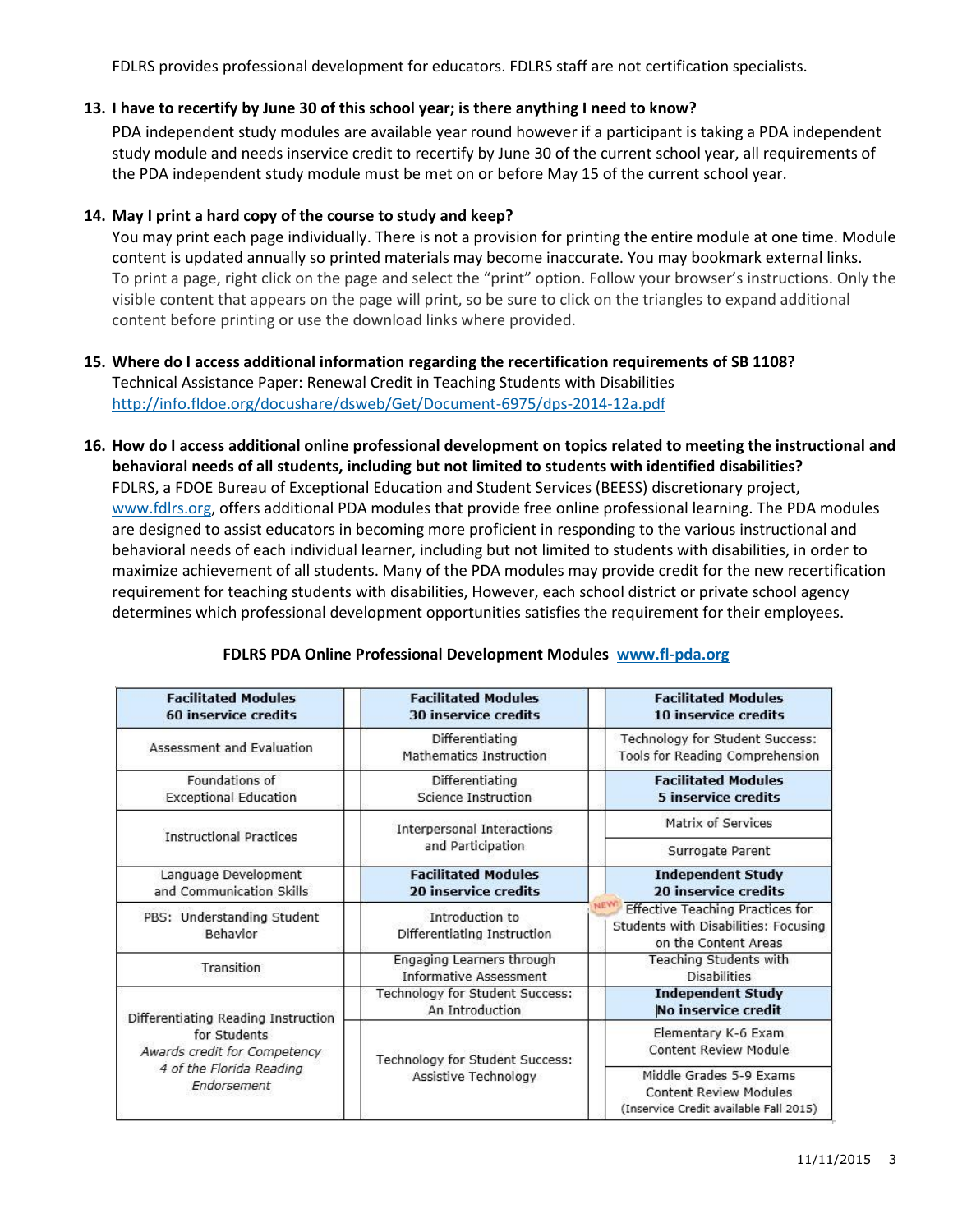FDLRS provides professional development for educators. FDLRS staff are not certification specialists.

**13. I have to recertify by June 30 of this school year; is there anything I need to know?**

PDA independent study modules are available year round however if a participant is taking a PDA independent study module and needs inservice credit to recertify by June 30 of the current school year, all requirements of the PDA independent study module must be met on or before May 15 of the current school year.

**14. May I print a hard copy of the course to study and keep?**

You may print each page individually. There is not a provision for printing the entire module at one time. Module content is updated annually so printed materials may become inaccurate. You may bookmark external links. To print a page, right click on the page and select the "print" option. Follow your browser's instructions. Only the visible content that appears on the page will print, so be sure to click on the triangles to expand additional content before printing or use the download links where provided.

**15. Where do I access additional information regarding the recertification requirements of SB 1108?**

Technical Assistance Paper: Renewal Credit in Teaching Students with Disabilities
http://info.fldoe.org/docushare/dsweb/Get/Document-6975/dps-2014-12a.pdf

**16. How do I access additional online professional development on topics related to meeting the instructional and behavioral needs of all students, including but not limited to students with identified disabilities?**

FDLRS, a FDOE Bureau of Exceptional Education and Student Services (BEESS) discretionary project, www.fdlrs.org, offers additional PDA modules that provide free online professional learning. The PDA modules are designed to assist educators in becoming more proficient in responding to the various instructional and behavioral needs of each individual learner, including but not limited to students with disabilities, in order to maximize achievement of all students. Many of the PDA modules may provide credit for the new recertification requirement for teaching students with disabilities, However, each school district or private school agency determines which professional development opportunities satisfies the requirement for their employees.

**FDLRS PDA Online Professional Development Modules www.fl-pda.org**

| **Facilitated Modules 60 inservice credits** | **Facilitated Modules 30 inservice credits** | **Facilitated Modules 10 inservice credits** |
|---|---|---|
| Assessment and Evaluation | Differentiating Mathematics Instruction | Technology for Student Success: Tools for Reading Comprehension |
| Foundations of Exceptional Education | Differentiating Science Instruction | **Facilitated Modules 5 inservice credits** |
| Instructional Practices | Interpersonal Interactions and Participation | Matrix of Services |
| | | Surrogate Parent |
| Language Development and Communication Skills | **Facilitated Modules 20 inservice credits** | **Independent Study 20 inservice credits** |
| PBS: Understanding Student Behavior | Introduction to Differentiating Instruction | NEW! Effective Teaching Practices for Students with Disabilities: Focusing on the Content Areas |
| Transition | Engaging Learners through Informative Assessment | Teaching Students with Disabilities |
| Differentiating Reading Instruction for Students *Awards credit for Competency 4 of the Florida Reading Endorsement* | Technology for Student Success: An Introduction | **Independent Study No inservice credit** |
| | Technology for Student Success: Assistive Technology | Elementary K-6 Exam Content Review Module |
| | | Middle Grades 5-9 Exams Content Review Modules (Inservice Credit available Fall 2015) |